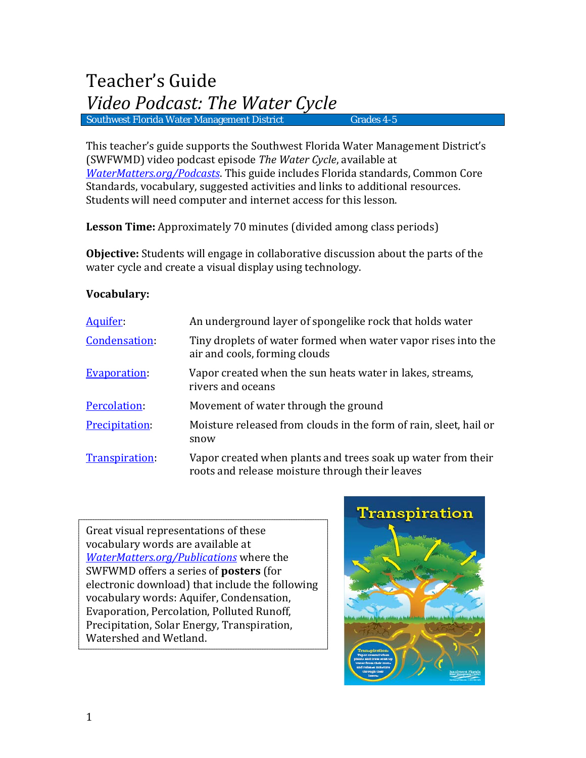# Teacher's Guide

## *Video Podcast: The Water Cycle*

Southwest Florida Water Management District — Grades 4-5

This teacher's guide supports the Southwest Florida Water Management District's (SWFWMD) video podcast episode *The Water Cycle*, available at *WaterMatters.org/Podcasts*. This guide includes Florida standards, Common Core Standards, vocabulary, suggested activities and links to additional resources. Students will need computer and internet access for this lesson.

**Lesson Time:** Approximately 70 minutes (divided among class periods)

**Objective:** Students will engage in collaborative discussion about the parts of the water cycle and create a visual display using technology.

**Vocabulary:**

| | |
|---|---|
| Aquifer: | An underground layer of spongelike rock that holds water |
| Condensation: | Tiny droplets of water formed when water vapor rises into the air and cools, forming clouds |
| Evaporation: | Vapor created when the sun heats water in lakes, streams, rivers and oceans |
| Percolation: | Movement of water through the ground |
| Precipitation: | Moisture released from clouds in the form of rain, sleet, hail or snow |
| Transpiration: | Vapor created when plants and trees soak up water from their roots and release moisture through their leaves |

Great visual representations of these vocabulary words are available at *WaterMatters.org/Publications* where the SWFWMD offers a series of **posters** (for electronic download) that include the following vocabulary words: Aquifer, Condensation, Evaporation, Percolation, Polluted Runoff, Precipitation, Solar Energy, Transpiration, Watershed and Wetland.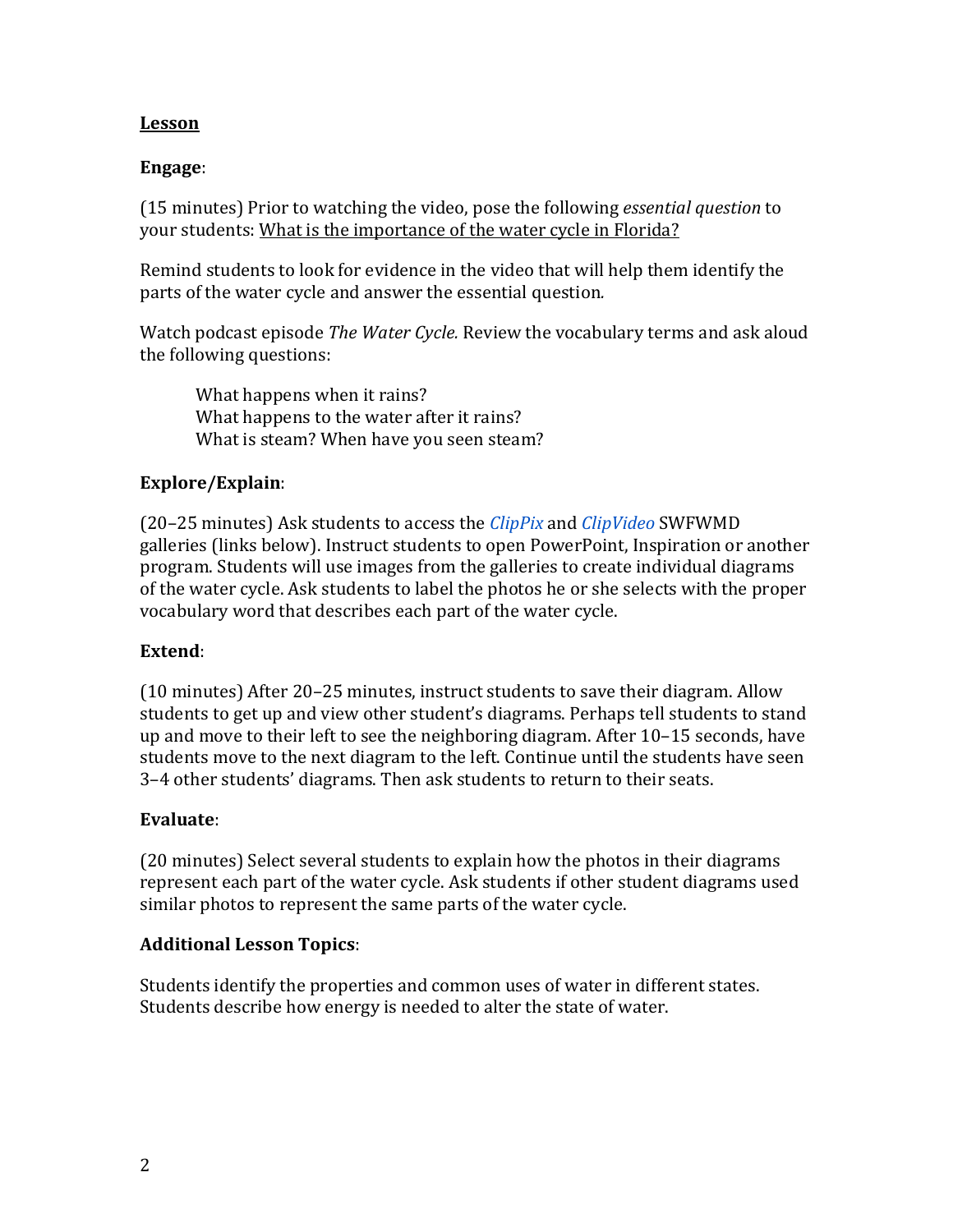## <u>Lesson</u>

**Engage**:

(15 minutes) Prior to watching the video, pose the following *essential question* to your students: <u>What is the importance of the water cycle in Florida?</u>

Remind students to look for evidence in the video that will help them identify the parts of the water cycle and answer the essential question.

Watch podcast episode *The Water Cycle.* Review the vocabulary terms and ask aloud the following questions:

> What happens when it rains?
> What happens to the water after it rains?
> What is steam? When have you seen steam?

**Explore/Explain**:

(20–25 minutes) Ask students to access the *ClipPix* and *ClipVideo* SWFWMD galleries (links below). Instruct students to open PowerPoint, Inspiration or another program. Students will use images from the galleries to create individual diagrams of the water cycle. Ask students to label the photos he or she selects with the proper vocabulary word that describes each part of the water cycle.

**Extend**:

(10 minutes) After 20–25 minutes, instruct students to save their diagram. Allow students to get up and view other student's diagrams. Perhaps tell students to stand up and move to their left to see the neighboring diagram. After 10–15 seconds, have students move to the next diagram to the left. Continue until the students have seen 3–4 other students' diagrams. Then ask students to return to their seats.

**Evaluate**:

(20 minutes) Select several students to explain how the photos in their diagrams represent each part of the water cycle. Ask students if other student diagrams used similar photos to represent the same parts of the water cycle.

**Additional Lesson Topics**:

Students identify the properties and common uses of water in different states. Students describe how energy is needed to alter the state of water.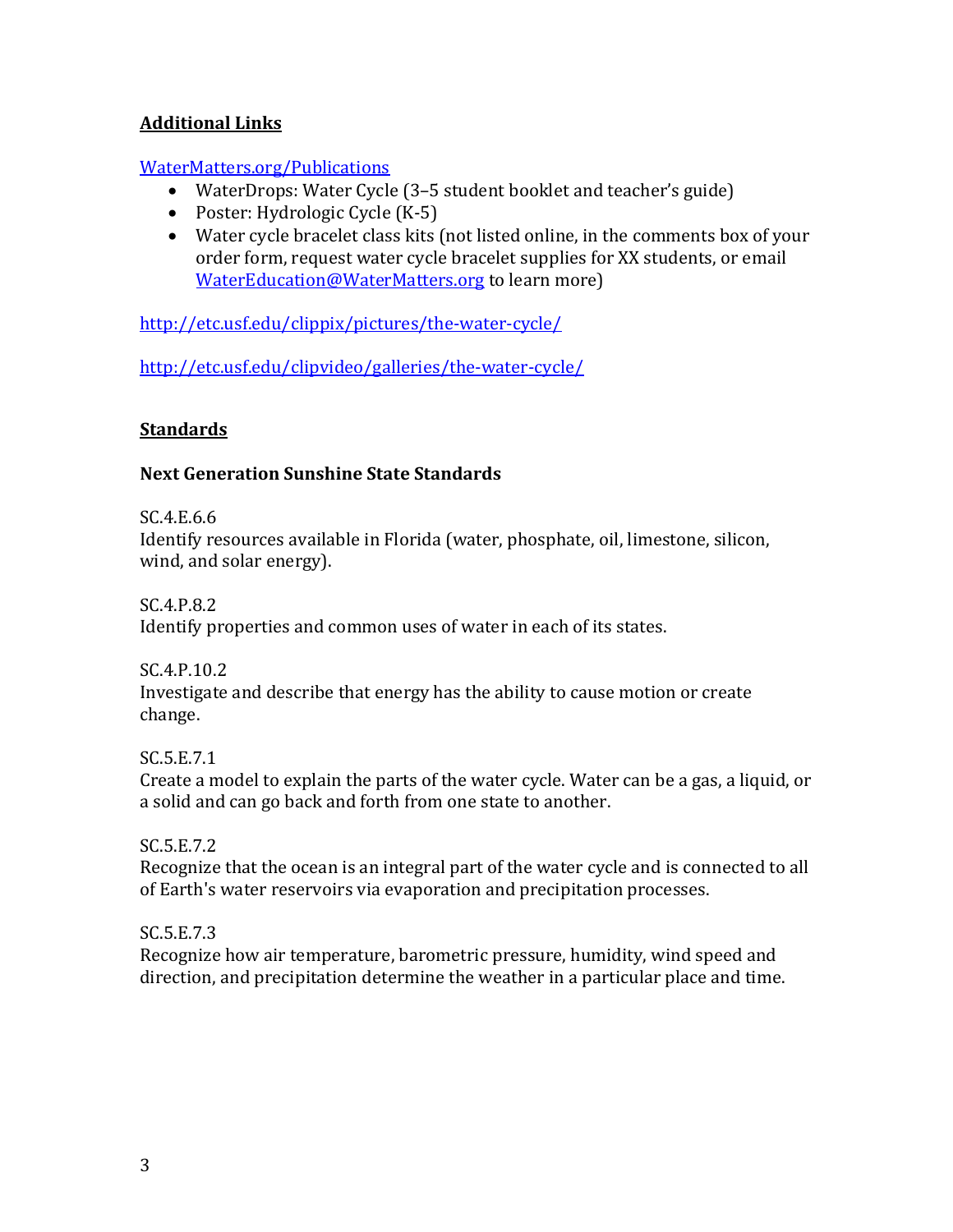## Additional Links

[WaterMatters.org/Publications](WaterMatters.org/Publications)

- WaterDrops: Water Cycle (3–5 student booklet and teacher's guide)
- Poster: Hydrologic Cycle (K-5)
- Water cycle bracelet class kits (not listed online, in the comments box of your order form, request water cycle bracelet supplies for XX students, or email WaterEducation@WaterMatters.org to learn more)

http://etc.usf.edu/clippix/pictures/the-water-cycle/

http://etc.usf.edu/clipvideo/galleries/the-water-cycle/

## Standards

### Next Generation Sunshine State Standards

SC.4.E.6.6
Identify resources available in Florida (water, phosphate, oil, limestone, silicon, wind, and solar energy).

SC.4.P.8.2
Identify properties and common uses of water in each of its states.

SC.4.P.10.2
Investigate and describe that energy has the ability to cause motion or create change.

SC.5.E.7.1
Create a model to explain the parts of the water cycle. Water can be a gas, a liquid, or a solid and can go back and forth from one state to another.

SC.5.E.7.2
Recognize that the ocean is an integral part of the water cycle and is connected to all of Earth's water reservoirs via evaporation and precipitation processes.

SC.5.E.7.3
Recognize how air temperature, barometric pressure, humidity, wind speed and direction, and precipitation determine the weather in a particular place and time.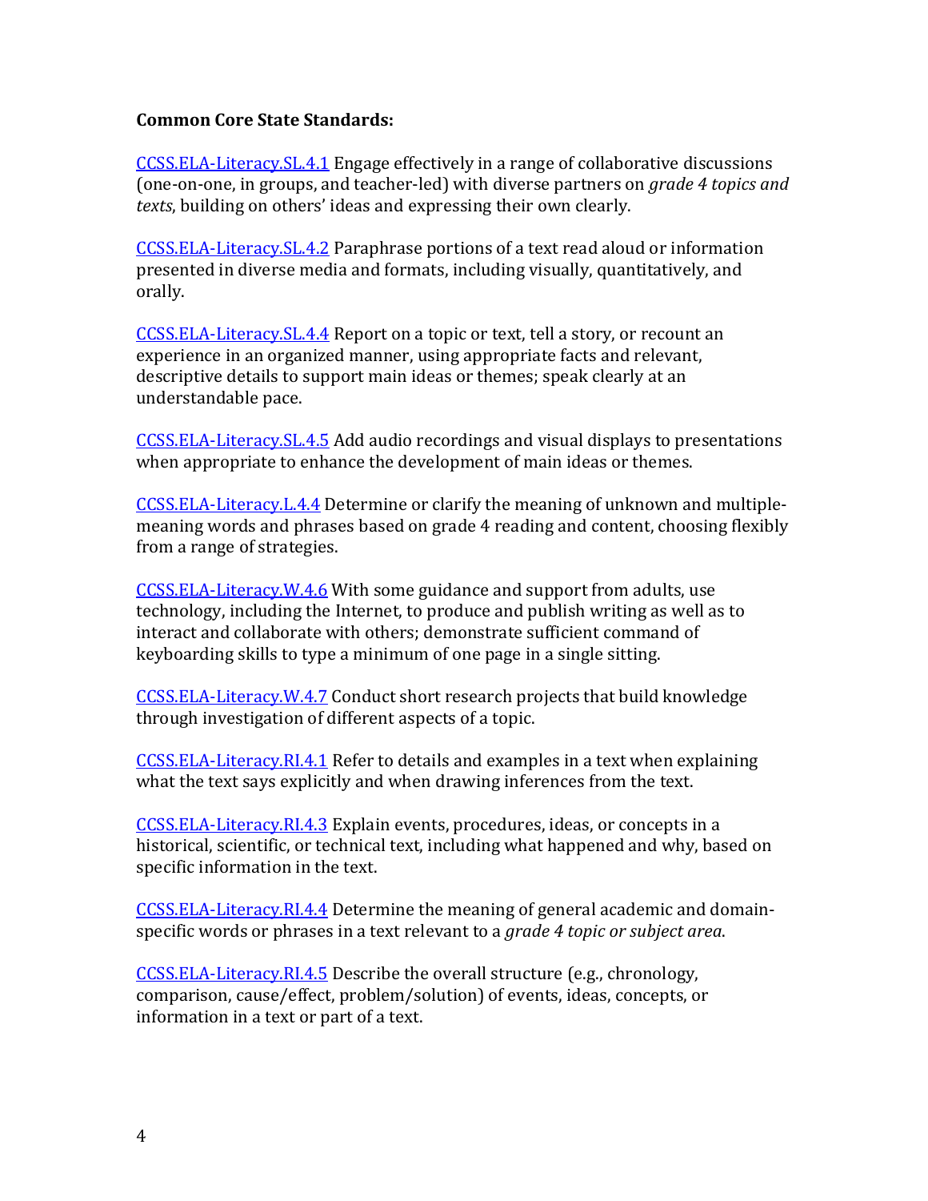**Common Core State Standards:**

CCSS.ELA-Literacy.SL.4.1 Engage effectively in a range of collaborative discussions (one-on-one, in groups, and teacher-led) with diverse partners on *grade 4 topics and texts*, building on others' ideas and expressing their own clearly.

CCSS.ELA-Literacy.SL.4.2 Paraphrase portions of a text read aloud or information presented in diverse media and formats, including visually, quantitatively, and orally.

CCSS.ELA-Literacy.SL.4.4 Report on a topic or text, tell a story, or recount an experience in an organized manner, using appropriate facts and relevant, descriptive details to support main ideas or themes; speak clearly at an understandable pace.

CCSS.ELA-Literacy.SL.4.5 Add audio recordings and visual displays to presentations when appropriate to enhance the development of main ideas or themes.

CCSS.ELA-Literacy.L.4.4 Determine or clarify the meaning of unknown and multiple-meaning words and phrases based on grade 4 reading and content, choosing flexibly from a range of strategies.

CCSS.ELA-Literacy.W.4.6 With some guidance and support from adults, use technology, including the Internet, to produce and publish writing as well as to interact and collaborate with others; demonstrate sufficient command of keyboarding skills to type a minimum of one page in a single sitting.

CCSS.ELA-Literacy.W.4.7 Conduct short research projects that build knowledge through investigation of different aspects of a topic.

CCSS.ELA-Literacy.RI.4.1 Refer to details and examples in a text when explaining what the text says explicitly and when drawing inferences from the text.

CCSS.ELA-Literacy.RI.4.3 Explain events, procedures, ideas, or concepts in a historical, scientific, or technical text, including what happened and why, based on specific information in the text.

CCSS.ELA-Literacy.RI.4.4 Determine the meaning of general academic and domain-specific words or phrases in a text relevant to a *grade 4 topic or subject area*.

CCSS.ELA-Literacy.RI.4.5 Describe the overall structure (e.g., chronology, comparison, cause/effect, problem/solution) of events, ideas, concepts, or information in a text or part of a text.